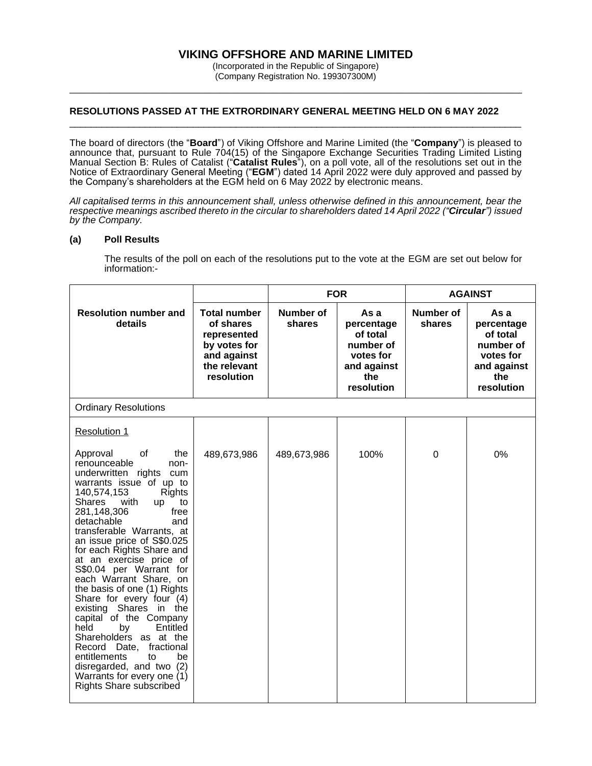# VIKING OFFSHORE AND MARINE LIMITED

(Incorporated in the Republic of Singapore)
(Company Registration No. 199307300M)

---

## RESOLUTIONS PASSED AT THE EXTRORDINARY GENERAL MEETING HELD ON 6 MAY 2022

---

The board of directors (the "**Board**") of Viking Offshore and Marine Limited (the "**Company**") is pleased to announce that, pursuant to Rule 704(15) of the Singapore Exchange Securities Trading Limited Listing Manual Section B: Rules of Catalist ("**Catalist Rules**"), on a poll vote, all of the resolutions set out in the Notice of Extraordinary General Meeting ("**EGM**") dated 14 April 2022 were duly approved and passed by the Company's shareholders at the EGM held on 6 May 2022 by electronic means.

*All capitalised terms in this announcement shall, unless otherwise defined in this announcement, bear the respective meanings ascribed thereto in the circular to shareholders dated 14 April 2022 ("**Circular**") issued by the Company.*

**(a) Poll Results**

The results of the poll on each of the resolutions put to the vote at the EGM are set out below for information:-

| Resolution number and details | Total number of shares represented by votes for and against the relevant resolution | FOR | | AGAINST | |
|---|---|---|---|---|---|
| | | Number of shares | As a percentage of total number of votes for and against the resolution | Number of shares | As a percentage of total number of votes for and against the resolution |
| Ordinary Resolutions | | | | | |
| Resolution 1<br><br>Approval of the renounceable non-underwritten rights cum warrants issue of up to 140,574,153 Rights Shares with up to 281,148,306 free detachable and transferable Warrants, at an issue price of S$0.025 for each Rights Share and at an exercise price of S$0.04 per Warrant for each Warrant Share, on the basis of one (1) Rights Share for every four (4) existing Shares in the capital of the Company held by Entitled Shareholders as at the Record Date, fractional entitlements to be disregarded, and two (2) Warrants for every one (1) Rights Share subscribed | 489,673,986 | 489,673,986 | 100% | 0 | 0% |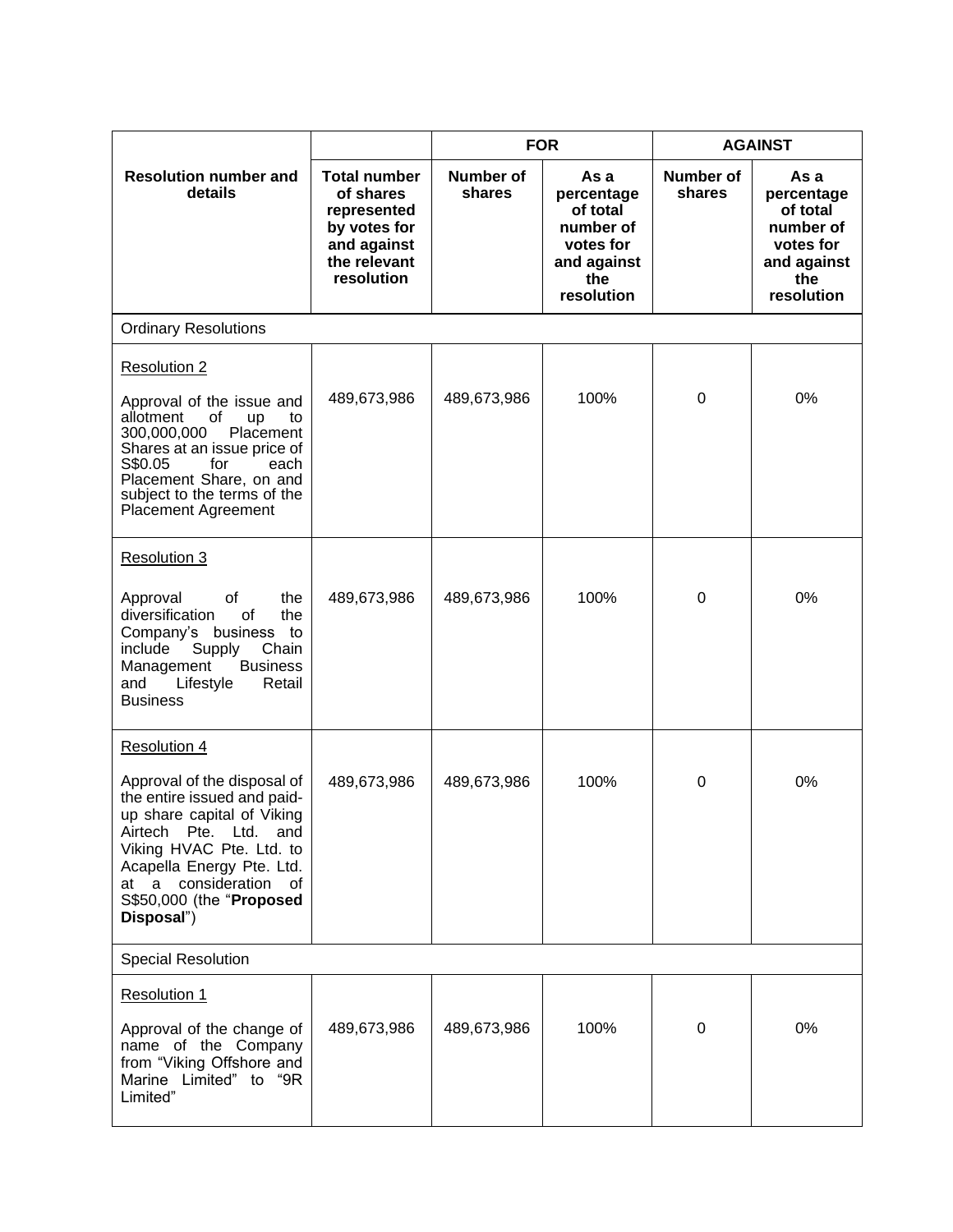| Resolution number and details | Total number of shares represented by votes for and against the relevant resolution | FOR | | AGAINST | |
|---|---|---|---|---|---|
| | | Number of shares | As a percentage of total number of votes for and against the resolution | Number of shares | As a percentage of total number of votes for and against the resolution |
| Ordinary Resolutions | | | | | |
| Resolution 2<br><br>Approval of the issue and allotment of up to 300,000,000 Placement Shares at an issue price of S$0.05 for each Placement Share, on and subject to the terms of the Placement Agreement | 489,673,986 | 489,673,986 | 100% | 0 | 0% |
| Resolution 3<br><br>Approval of the diversification of the Company's business to include Supply Chain Management Business and Lifestyle Retail Business | 489,673,986 | 489,673,986 | 100% | 0 | 0% |
| Resolution 4<br><br>Approval of the disposal of the entire issued and paid-up share capital of Viking Airtech Pte. Ltd. and Viking HVAC Pte. Ltd. to Acapella Energy Pte. Ltd. at a consideration of S$50,000 (the "**Proposed Disposal**") | 489,673,986 | 489,673,986 | 100% | 0 | 0% |
| Special Resolution | | | | | |
| Resolution 1<br><br>Approval of the change of name of the Company from "Viking Offshore and Marine Limited" to "9R Limited" | 489,673,986 | 489,673,986 | 100% | 0 | 0% |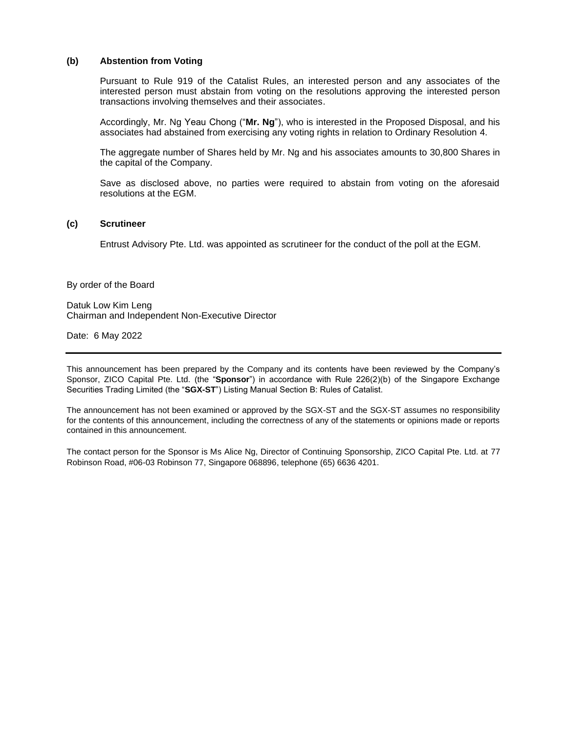**(b) Abstention from Voting**

Pursuant to Rule 919 of the Catalist Rules, an interested person and any associates of the interested person must abstain from voting on the resolutions approving the interested person transactions involving themselves and their associates.

Accordingly, Mr. Ng Yeau Chong ("**Mr. Ng**"), who is interested in the Proposed Disposal, and his associates had abstained from exercising any voting rights in relation to Ordinary Resolution 4.

The aggregate number of Shares held by Mr. Ng and his associates amounts to 30,800 Shares in the capital of the Company.

Save as disclosed above, no parties were required to abstain from voting on the aforesaid resolutions at the EGM.

**(c) Scrutineer**

Entrust Advisory Pte. Ltd. was appointed as scrutineer for the conduct of the poll at the EGM.

By order of the Board

Datuk Low Kim Leng
Chairman and Independent Non-Executive Director

Date: 6 May 2022

---

This announcement has been prepared by the Company and its contents have been reviewed by the Company's Sponsor, ZICO Capital Pte. Ltd. (the "**Sponsor**") in accordance with Rule 226(2)(b) of the Singapore Exchange Securities Trading Limited (the "**SGX-ST**") Listing Manual Section B: Rules of Catalist.

The announcement has not been examined or approved by the SGX-ST and the SGX-ST assumes no responsibility for the contents of this announcement, including the correctness of any of the statements or opinions made or reports contained in this announcement.

The contact person for the Sponsor is Ms Alice Ng, Director of Continuing Sponsorship, ZICO Capital Pte. Ltd. at 77 Robinson Road, #06-03 Robinson 77, Singapore 068896, telephone (65) 6636 4201.